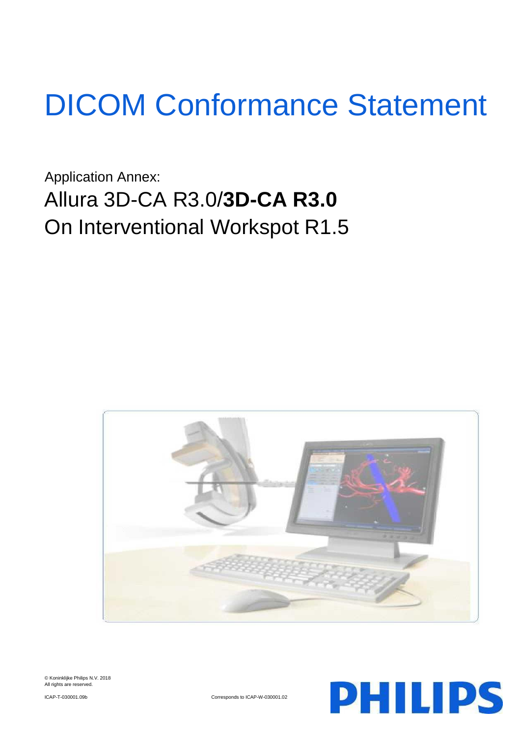# DICOM Conformance Statement

Application Annex:

## Allura 3D-CA R3.0/**3D-CA R3.0**

## On Interventional Workspot R1.5

© Koninklijke Philips N.V. 2018
All rights are reserved.

ICAP-T-030001.09b

Corresponds to ICAP-W-030001.02

PHILIPS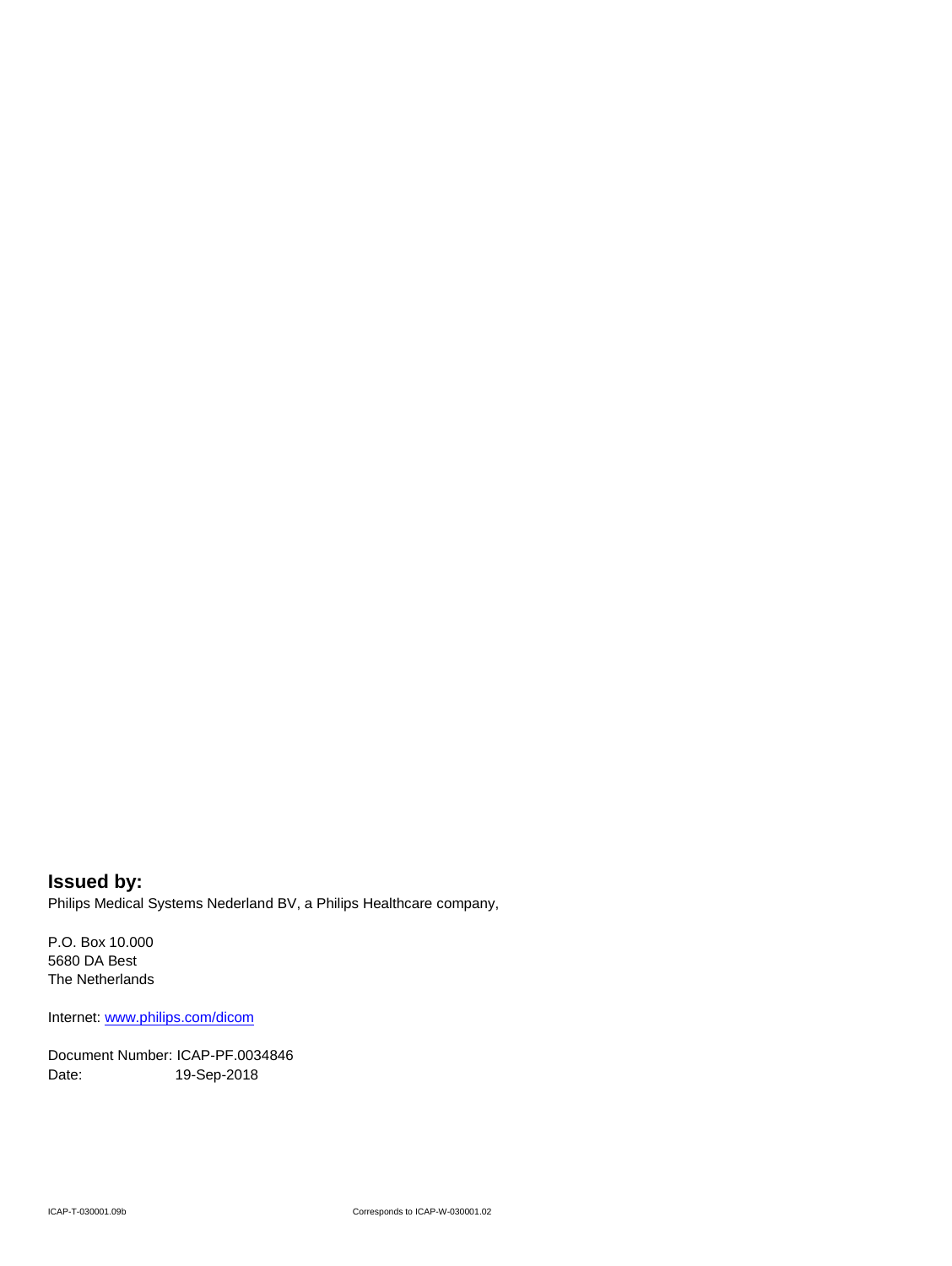**Issued by:**

Philips Medical Systems Nederland BV, a Philips Healthcare company,

P.O. Box 10.000
5680 DA Best
The Netherlands

Internet: [www.philips.com/dicom](www.philips.com/dicom)

Document Number: ICAP-PF.0034846
Date: 19-Sep-2018

ICAP-T-030001.09b Corresponds to ICAP-W-030001.02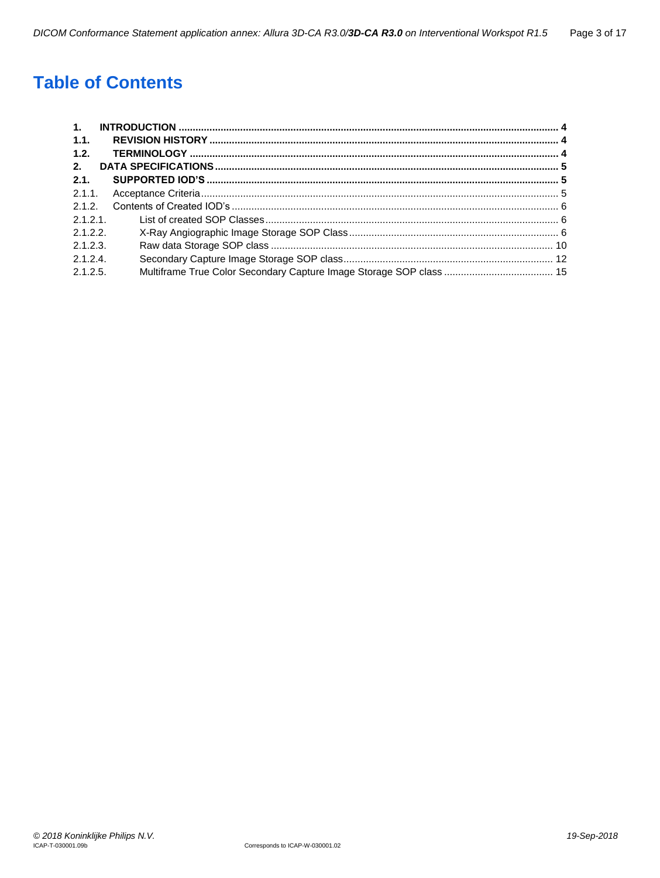# Table of Contents

**1. INTRODUCTION** .......... **4**
**1.1. REVISION HISTORY** .......... **4**
**1.2. TERMINOLOGY** .......... **4**
**2. DATA SPECIFICATIONS** .......... **5**
**2.1. SUPPORTED IOD'S** .......... **5**
2.1.1. Acceptance Criteria .......... 5
2.1.2. Contents of Created IOD's .......... 6
2.1.2.1. List of created SOP Classes .......... 6
2.1.2.2. X-Ray Angiographic Image Storage SOP Class .......... 6
2.1.2.3. Raw data Storage SOP class .......... 10
2.1.2.4. Secondary Capture Image Storage SOP class .......... 12
2.1.2.5. Multiframe True Color Secondary Capture Image Storage SOP class .......... 15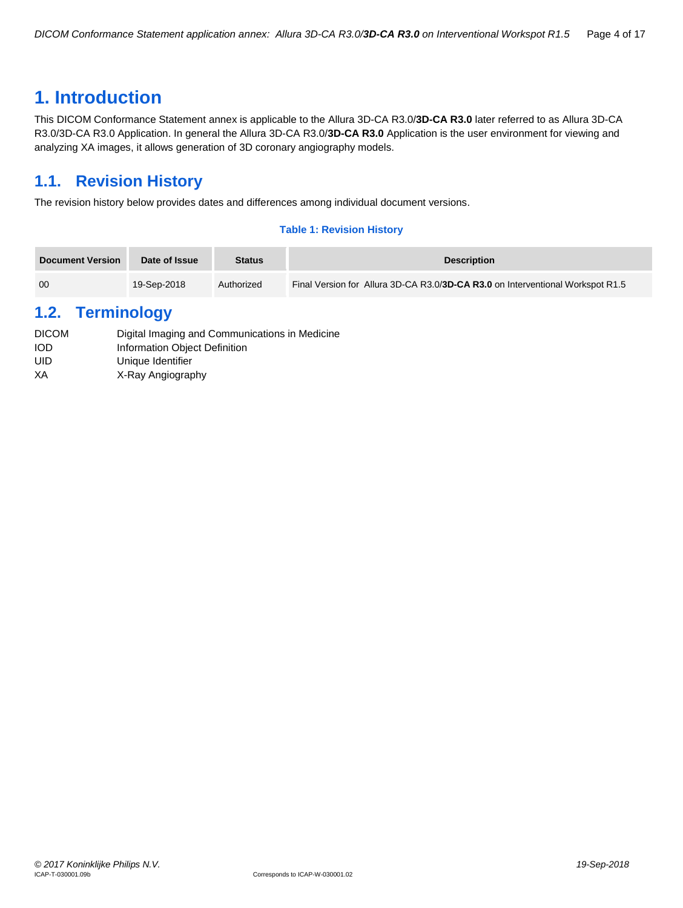# 1. Introduction

This DICOM Conformance Statement annex is applicable to the Allura 3D-CA R3.0/**3D-CA R3.0** later referred to as Allura 3D-CA R3.0/3D-CA R3.0 Application. In general the Allura 3D-CA R3.0/**3D-CA R3.0** Application is the user environment for viewing and analyzing XA images, it allows generation of 3D coronary angiography models.

## 1.1. Revision History

The revision history below provides dates and differences among individual document versions.

**Table 1: Revision History**

| Document Version | Date of Issue | Status | Description |
|---|---|---|---|
| 00 | 19-Sep-2018 | Authorized | Final Version for Allura 3D-CA R3.0/**3D-CA R3.0** on Interventional Workspot R1.5 |

## 1.2. Terminology

| | |
|---|---|
| DICOM | Digital Imaging and Communications in Medicine |
| IOD | Information Object Definition |
| UID | Unique Identifier |
| XA | X-Ray Angiography |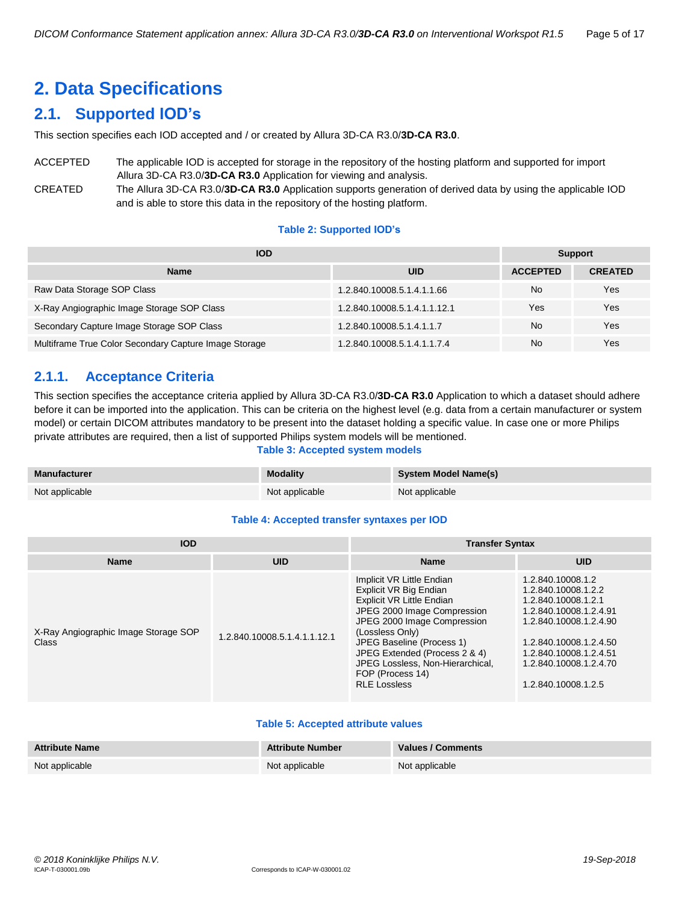# 2. Data Specifications

## 2.1. Supported IOD's

This section specifies each IOD accepted and / or created by Allura 3D-CA R3.0/**3D-CA R3.0**.

ACCEPTED The applicable IOD is accepted for storage in the repository of the hosting platform and supported for import Allura 3D-CA R3.0/**3D-CA R3.0** Application for viewing and analysis.

CREATED The Allura 3D-CA R3.0/**3D-CA R3.0** Application supports generation of derived data by using the applicable IOD and is able to store this data in the repository of the hosting platform.

**Table 2: Supported IOD's**

| IOD | | Support | |
|---|---|---|---|
| **Name** | **UID** | **ACCEPTED** | **CREATED** |
| Raw Data Storage SOP Class | 1.2.840.10008.5.1.4.1.1.66 | No | Yes |
| X-Ray Angiographic Image Storage SOP Class | 1.2.840.10008.5.1.4.1.1.12.1 | Yes | Yes |
| Secondary Capture Image Storage SOP Class | 1.2.840.10008.5.1.4.1.1.7 | No | Yes |
| Multiframe True Color Secondary Capture Image Storage | 1.2.840.10008.5.1.4.1.1.7.4 | No | Yes |

### 2.1.1. Acceptance Criteria

This section specifies the acceptance criteria applied by Allura 3D-CA R3.0/**3D-CA R3.0** Application to which a dataset should adhere before it can be imported into the application. This can be criteria on the highest level (e.g. data from a certain manufacturer or system model) or certain DICOM attributes mandatory to be present into the dataset holding a specific value. In case one or more Philips private attributes are required, then a list of supported Philips system models will be mentioned.

**Table 3: Accepted system models**

| Manufacturer | Modality | System Model Name(s) |
|---|---|---|
| Not applicable | Not applicable | Not applicable |

**Table 4: Accepted transfer syntaxes per IOD**

| IOD | | Transfer Syntax | |
|---|---|---|---|
| **Name** | **UID** | **Name** | **UID** |
| X-Ray Angiographic Image Storage SOP Class | 1.2.840.10008.5.1.4.1.1.12.1 | Implicit VR Little Endian<br>Explicit VR Big Endian<br>Explicit VR Little Endian<br>JPEG 2000 Image Compression<br>JPEG 2000 Image Compression (Lossless Only)<br>JPEG Baseline (Process 1)<br>JPEG Extended (Process 2 & 4)<br>JPEG Lossless, Non-Hierarchical, FOP (Process 14)<br>RLE Lossless | 1.2.840.10008.1.2<br>1.2.840.10008.1.2.2<br>1.2.840.10008.1.2.1<br>1.2.840.10008.1.2.4.91<br>1.2.840.10008.1.2.4.90<br>1.2.840.10008.1.2.4.50<br>1.2.840.10008.1.2.4.51<br>1.2.840.10008.1.2.4.70<br>1.2.840.10008.1.2.5 |

**Table 5: Accepted attribute values**

| Attribute Name | Attribute Number | Values / Comments |
|---|---|---|
| Not applicable | Not applicable | Not applicable |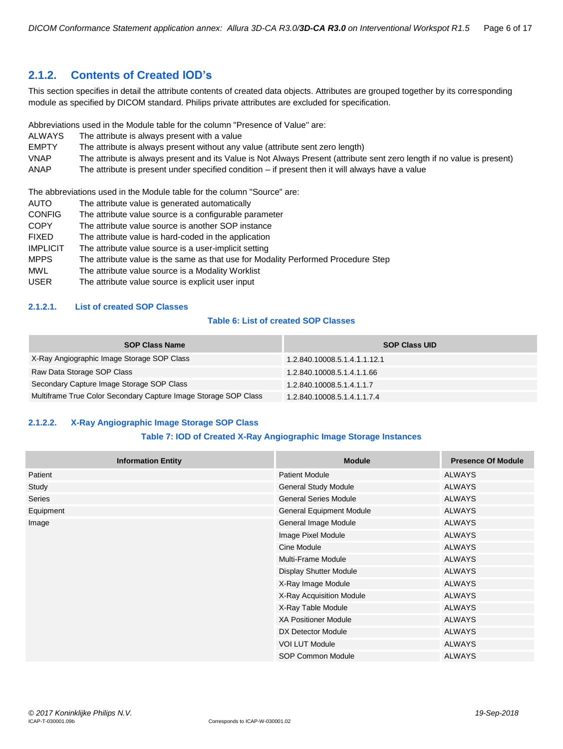## 2.1.2. Contents of Created IOD's

This section specifies in detail the attribute contents of created data objects. Attributes are grouped together by its corresponding module as specified by DICOM standard. Philips private attributes are excluded for specification.

Abbreviations used in the Module table for the column "Presence of Value" are:

- ALWAYS The attribute is always present with a value
- EMPTY The attribute is always present without any value (attribute sent zero length)
- VNAP The attribute is always present and its Value is Not Always Present (attribute sent zero length if no value is present)
- ANAP The attribute is present under specified condition – if present then it will always have a value

The abbreviations used in the Module table for the column "Source" are:

- AUTO The attribute value is generated automatically
- CONFIG The attribute value source is a configurable parameter
- COPY The attribute value source is another SOP instance
- FIXED The attribute value is hard-coded in the application
- IMPLICIT The attribute value source is a user-implicit setting
- MPPS The attribute value is the same as that use for Modality Performed Procedure Step
- MWL The attribute value source is a Modality Worklist
- USER The attribute value source is explicit user input

### 2.1.2.1. List of created SOP Classes

**Table 6: List of created SOP Classes**

| SOP Class Name | SOP Class UID |
|---|---|
| X-Ray Angiographic Image Storage SOP Class | 1.2.840.10008.5.1.4.1.1.12.1 |
| Raw Data Storage SOP Class | 1.2.840.10008.5.1.4.1.1.66 |
| Secondary Capture Image Storage SOP Class | 1.2.840.10008.5.1.4.1.1.7 |
| Multiframe True Color Secondary Capture Image Storage SOP Class | 1.2.840.10008.5.1.4.1.1.7.4 |

### 2.1.2.2. X-Ray Angiographic Image Storage SOP Class

**Table 7: IOD of Created X-Ray Angiographic Image Storage Instances**

| Information Entity | Module | Presence Of Module |
|---|---|---|
| Patient | Patient Module | ALWAYS |
| Study | General Study Module | ALWAYS |
| Series | General Series Module | ALWAYS |
| Equipment | General Equipment Module | ALWAYS |
| Image | General Image Module | ALWAYS |
| | Image Pixel Module | ALWAYS |
| | Cine Module | ALWAYS |
| | Multi-Frame Module | ALWAYS |
| | Display Shutter Module | ALWAYS |
| | X-Ray Image Module | ALWAYS |
| | X-Ray Acquisition Module | ALWAYS |
| | X-Ray Table Module | ALWAYS |
| | XA Positioner Module | ALWAYS |
| | DX Detector Module | ALWAYS |
| | VOI LUT Module | ALWAYS |
| | SOP Common Module | ALWAYS |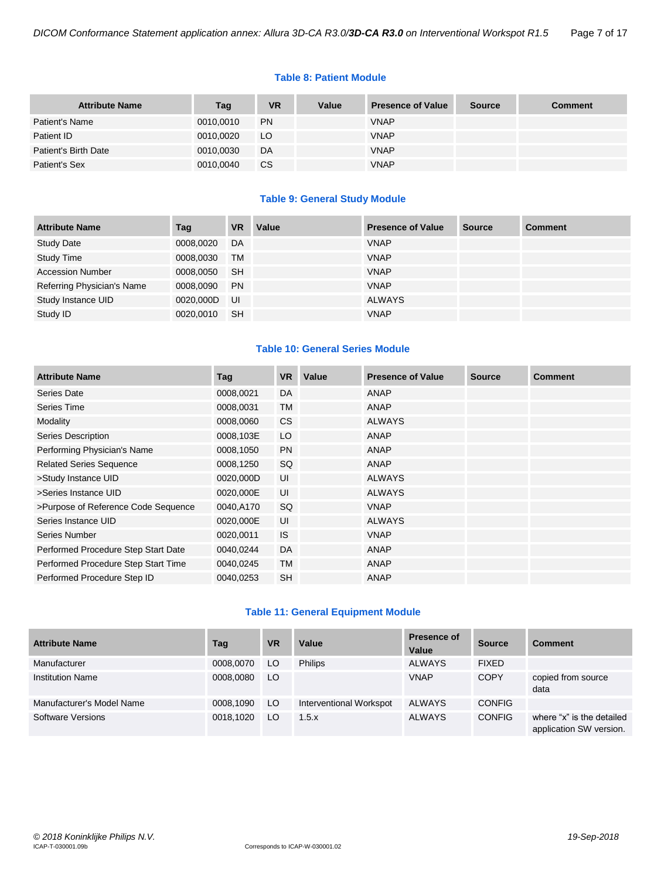**Table 8: Patient Module**

| Attribute Name | Tag | VR | Value | Presence of Value | Source | Comment |
|---|---|---|---|---|---|---|
| Patient's Name | 0010,0010 | PN | | VNAP | | |
| Patient ID | 0010,0020 | LO | | VNAP | | |
| Patient's Birth Date | 0010,0030 | DA | | VNAP | | |
| Patient's Sex | 0010,0040 | CS | | VNAP | | |

**Table 9: General Study Module**

| Attribute Name | Tag | VR | Value | Presence of Value | Source | Comment |
|---|---|---|---|---|---|---|
| Study Date | 0008,0020 | DA | | VNAP | | |
| Study Time | 0008,0030 | TM | | VNAP | | |
| Accession Number | 0008,0050 | SH | | VNAP | | |
| Referring Physician's Name | 0008,0090 | PN | | VNAP | | |
| Study Instance UID | 0020,000D | UI | | ALWAYS | | |
| Study ID | 0020,0010 | SH | | VNAP | | |

**Table 10: General Series Module**

| Attribute Name | Tag | VR | Value | Presence of Value | Source | Comment |
|---|---|---|---|---|---|---|
| Series Date | 0008,0021 | DA | | ANAP | | |
| Series Time | 0008,0031 | TM | | ANAP | | |
| Modality | 0008,0060 | CS | | ALWAYS | | |
| Series Description | 0008,103E | LO | | ANAP | | |
| Performing Physician's Name | 0008,1050 | PN | | ANAP | | |
| Related Series Sequence | 0008,1250 | SQ | | ANAP | | |
| >Study Instance UID | 0020,000D | UI | | ALWAYS | | |
| >Series Instance UID | 0020,000E | UI | | ALWAYS | | |
| >Purpose of Reference Code Sequence | 0040,A170 | SQ | | VNAP | | |
| Series Instance UID | 0020,000E | UI | | ALWAYS | | |
| Series Number | 0020,0011 | IS | | VNAP | | |
| Performed Procedure Step Start Date | 0040,0244 | DA | | ANAP | | |
| Performed Procedure Step Start Time | 0040,0245 | TM | | ANAP | | |
| Performed Procedure Step ID | 0040,0253 | SH | | ANAP | | |

**Table 11: General Equipment Module**

| Attribute Name | Tag | VR | Value | Presence of Value | Source | Comment |
|---|---|---|---|---|---|---|
| Manufacturer | 0008,0070 | LO | Philips | ALWAYS | FIXED | |
| Institution Name | 0008,0080 | LO | | VNAP | COPY | copied from source data |
| Manufacturer's Model Name | 0008,1090 | LO | Interventional Workspot | ALWAYS | CONFIG | |
| Software Versions | 0018,1020 | LO | 1.5.x | ALWAYS | CONFIG | where "x" is the detailed application SW version. |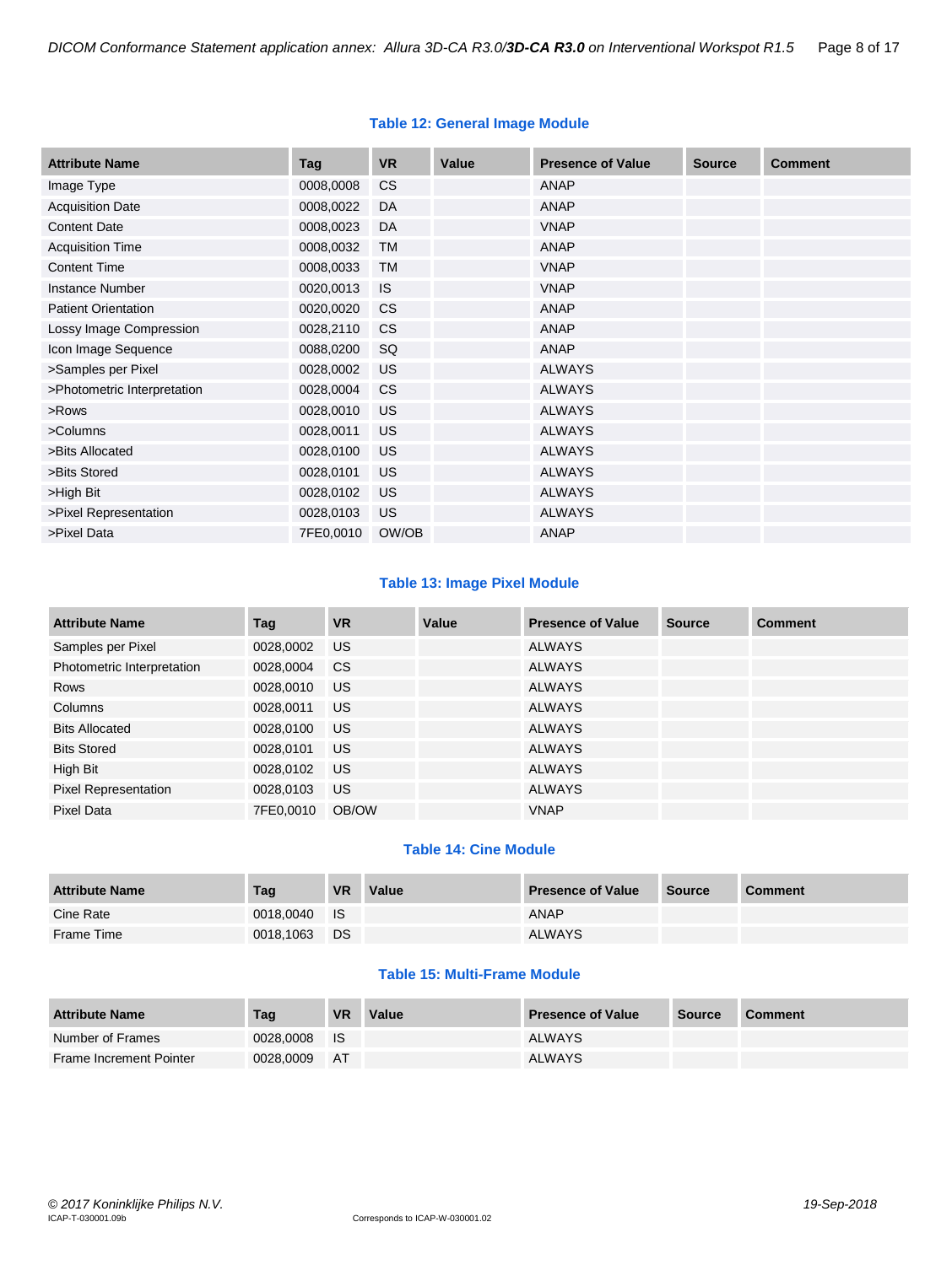**Table 12: General Image Module**

| Attribute Name | Tag | VR | Value | Presence of Value | Source | Comment |
|---|---|---|---|---|---|---|
| Image Type | 0008,0008 | CS | | ANAP | | |
| Acquisition Date | 0008,0022 | DA | | ANAP | | |
| Content Date | 0008,0023 | DA | | VNAP | | |
| Acquisition Time | 0008,0032 | TM | | ANAP | | |
| Content Time | 0008,0033 | TM | | VNAP | | |
| Instance Number | 0020,0013 | IS | | VNAP | | |
| Patient Orientation | 0020,0020 | CS | | ANAP | | |
| Lossy Image Compression | 0028,2110 | CS | | ANAP | | |
| Icon Image Sequence | 0088,0200 | SQ | | ANAP | | |
| >Samples per Pixel | 0028,0002 | US | | ALWAYS | | |
| >Photometric Interpretation | 0028,0004 | CS | | ALWAYS | | |
| >Rows | 0028,0010 | US | | ALWAYS | | |
| >Columns | 0028,0011 | US | | ALWAYS | | |
| >Bits Allocated | 0028,0100 | US | | ALWAYS | | |
| >Bits Stored | 0028,0101 | US | | ALWAYS | | |
| >High Bit | 0028,0102 | US | | ALWAYS | | |
| >Pixel Representation | 0028,0103 | US | | ALWAYS | | |
| >Pixel Data | 7FE0,0010 | OW/OB | | ANAP | | |

**Table 13: Image Pixel Module**

| Attribute Name | Tag | VR | Value | Presence of Value | Source | Comment |
|---|---|---|---|---|---|---|
| Samples per Pixel | 0028,0002 | US | | ALWAYS | | |
| Photometric Interpretation | 0028,0004 | CS | | ALWAYS | | |
| Rows | 0028,0010 | US | | ALWAYS | | |
| Columns | 0028,0011 | US | | ALWAYS | | |
| Bits Allocated | 0028,0100 | US | | ALWAYS | | |
| Bits Stored | 0028,0101 | US | | ALWAYS | | |
| High Bit | 0028,0102 | US | | ALWAYS | | |
| Pixel Representation | 0028,0103 | US | | ALWAYS | | |
| Pixel Data | 7FE0,0010 | OB/OW | | VNAP | | |

**Table 14: Cine Module**

| Attribute Name | Tag | VR | Value | Presence of Value | Source | Comment |
|---|---|---|---|---|---|---|
| Cine Rate | 0018,0040 | IS | | ANAP | | |
| Frame Time | 0018,1063 | DS | | ALWAYS | | |

**Table 15: Multi-Frame Module**

| Attribute Name | Tag | VR | Value | Presence of Value | Source | Comment |
|---|---|---|---|---|---|---|
| Number of Frames | 0028,0008 | IS | | ALWAYS | | |
| Frame Increment Pointer | 0028,0009 | AT | | ALWAYS | | |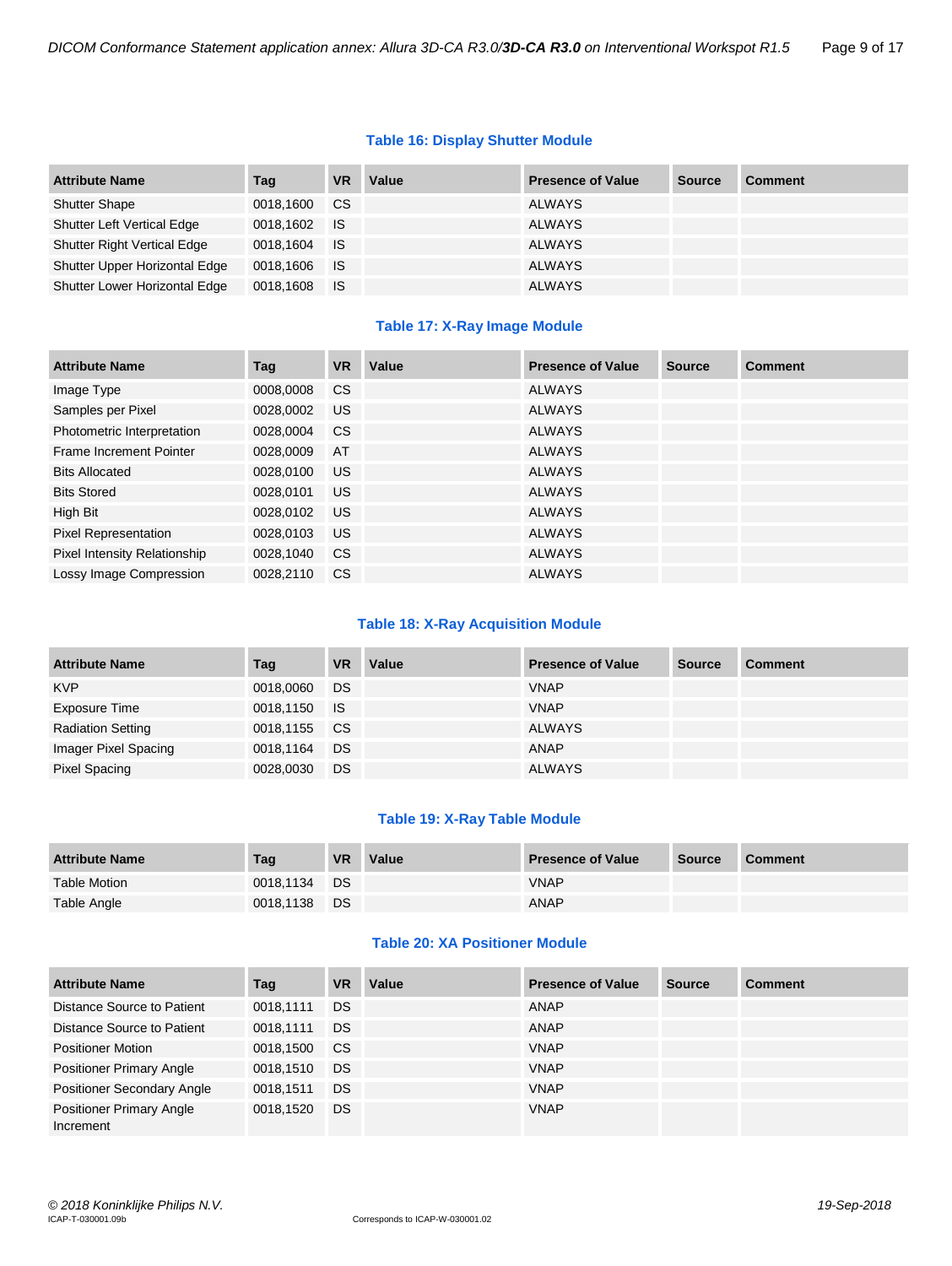### Table 16: Display Shutter Module

| Attribute Name | Tag | VR | Value | Presence of Value | Source | Comment |
|---|---|---|---|---|---|---|
| Shutter Shape | 0018,1600 | CS | | ALWAYS | | |
| Shutter Left Vertical Edge | 0018,1602 | IS | | ALWAYS | | |
| Shutter Right Vertical Edge | 0018,1604 | IS | | ALWAYS | | |
| Shutter Upper Horizontal Edge | 0018,1606 | IS | | ALWAYS | | |
| Shutter Lower Horizontal Edge | 0018,1608 | IS | | ALWAYS | | |

### Table 17: X-Ray Image Module

| Attribute Name | Tag | VR | Value | Presence of Value | Source | Comment |
|---|---|---|---|---|---|---|
| Image Type | 0008,0008 | CS | | ALWAYS | | |
| Samples per Pixel | 0028,0002 | US | | ALWAYS | | |
| Photometric Interpretation | 0028,0004 | CS | | ALWAYS | | |
| Frame Increment Pointer | 0028,0009 | AT | | ALWAYS | | |
| Bits Allocated | 0028,0100 | US | | ALWAYS | | |
| Bits Stored | 0028,0101 | US | | ALWAYS | | |
| High Bit | 0028,0102 | US | | ALWAYS | | |
| Pixel Representation | 0028,0103 | US | | ALWAYS | | |
| Pixel Intensity Relationship | 0028,1040 | CS | | ALWAYS | | |
| Lossy Image Compression | 0028,2110 | CS | | ALWAYS | | |

### Table 18: X-Ray Acquisition Module

| Attribute Name | Tag | VR | Value | Presence of Value | Source | Comment |
|---|---|---|---|---|---|---|
| KVP | 0018,0060 | DS | | VNAP | | |
| Exposure Time | 0018,1150 | IS | | VNAP | | |
| Radiation Setting | 0018,1155 | CS | | ALWAYS | | |
| Imager Pixel Spacing | 0018,1164 | DS | | ANAP | | |
| Pixel Spacing | 0028,0030 | DS | | ALWAYS | | |

### Table 19: X-Ray Table Module

| Attribute Name | Tag | VR | Value | Presence of Value | Source | Comment |
|---|---|---|---|---|---|---|
| Table Motion | 0018,1134 | DS | | VNAP | | |
| Table Angle | 0018,1138 | DS | | ANAP | | |

### Table 20: XA Positioner Module

| Attribute Name | Tag | VR | Value | Presence of Value | Source | Comment |
|---|---|---|---|---|---|---|
| Distance Source to Patient | 0018,1111 | DS | | ANAP | | |
| Distance Source to Patient | 0018,1111 | DS | | ANAP | | |
| Positioner Motion | 0018,1500 | CS | | VNAP | | |
| Positioner Primary Angle | 0018,1510 | DS | | VNAP | | |
| Positioner Secondary Angle | 0018,1511 | DS | | VNAP | | |
| Positioner Primary Angle Increment | 0018,1520 | DS | | VNAP | | |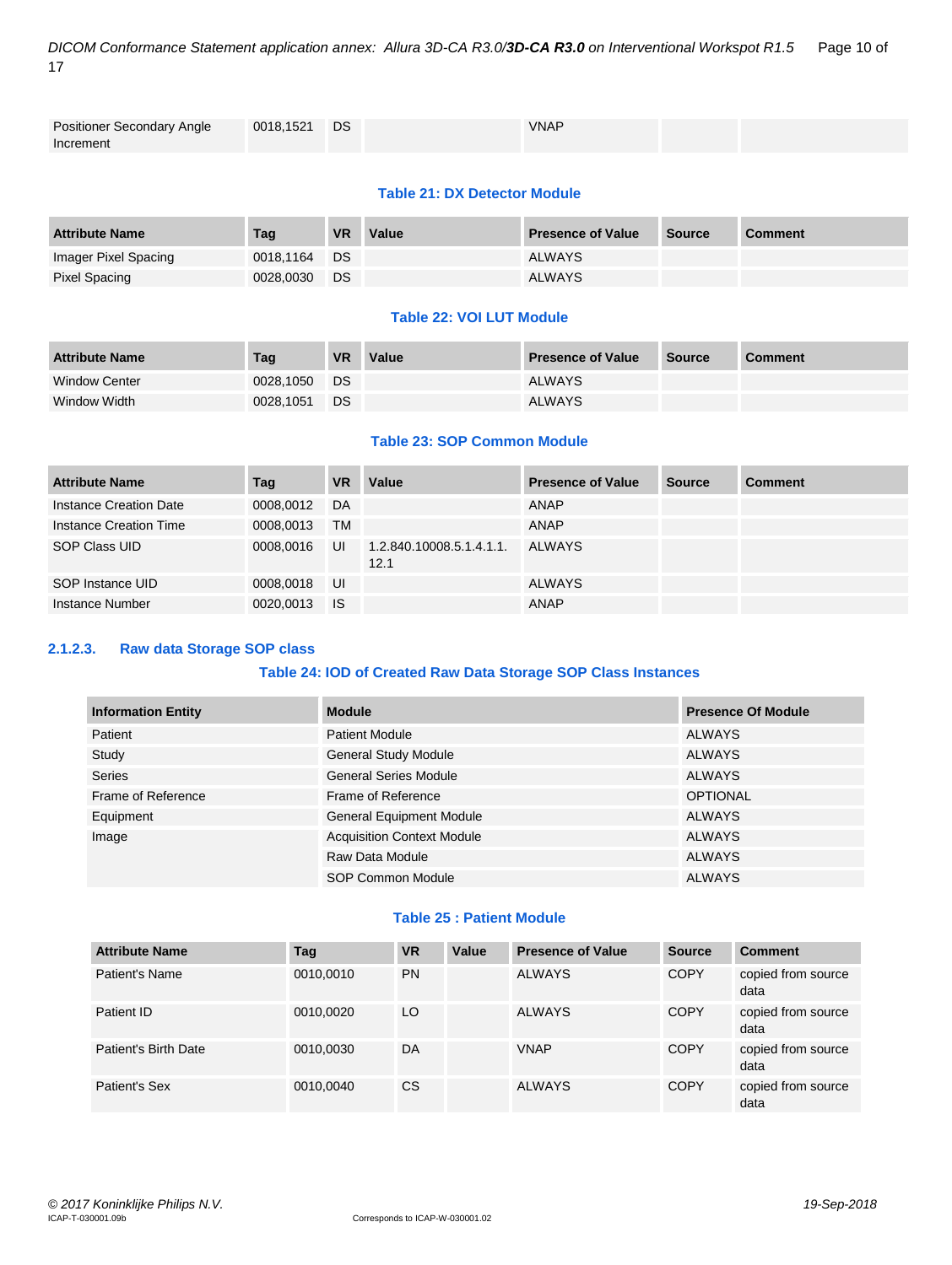| Positioner Secondary Angle Increment | 0018,1521 | DS | | VNAP | | |
|---|---|---|---|---|---|---|

**Table 21: DX Detector Module**

| Attribute Name | Tag | VR | Value | Presence of Value | Source | Comment |
|---|---|---|---|---|---|---|
| Imager Pixel Spacing | 0018,1164 | DS | | ALWAYS | | |
| Pixel Spacing | 0028,0030 | DS | | ALWAYS | | |

**Table 22: VOI LUT Module**

| Attribute Name | Tag | VR | Value | Presence of Value | Source | Comment |
|---|---|---|---|---|---|---|
| Window Center | 0028,1050 | DS | | ALWAYS | | |
| Window Width | 0028,1051 | DS | | ALWAYS | | |

**Table 23: SOP Common Module**

| Attribute Name | Tag | VR | Value | Presence of Value | Source | Comment |
|---|---|---|---|---|---|---|
| Instance Creation Date | 0008,0012 | DA | | ANAP | | |
| Instance Creation Time | 0008,0013 | TM | | ANAP | | |
| SOP Class UID | 0008,0016 | UI | 1.2.840.10008.5.1.4.1.1.12.1 | ALWAYS | | |
| SOP Instance UID | 0008,0018 | UI | | ALWAYS | | |
| Instance Number | 0020,0013 | IS | | ANAP | | |

### 2.1.2.3. Raw data Storage SOP class

**Table 24: IOD of Created Raw Data Storage SOP Class Instances**

| Information Entity | Module | Presence Of Module |
|---|---|---|
| Patient | Patient Module | ALWAYS |
| Study | General Study Module | ALWAYS |
| Series | General Series Module | ALWAYS |
| Frame of Reference | Frame of Reference | OPTIONAL |
| Equipment | General Equipment Module | ALWAYS |
| Image | Acquisition Context Module | ALWAYS |
| | Raw Data Module | ALWAYS |
| | SOP Common Module | ALWAYS |

**Table 25 : Patient Module**

| Attribute Name | Tag | VR | Value | Presence of Value | Source | Comment |
|---|---|---|---|---|---|---|
| Patient's Name | 0010,0010 | PN | | ALWAYS | COPY | copied from source data |
| Patient ID | 0010,0020 | LO | | ALWAYS | COPY | copied from source data |
| Patient's Birth Date | 0010,0030 | DA | | VNAP | COPY | copied from source data |
| Patient's Sex | 0010,0040 | CS | | ALWAYS | COPY | copied from source data |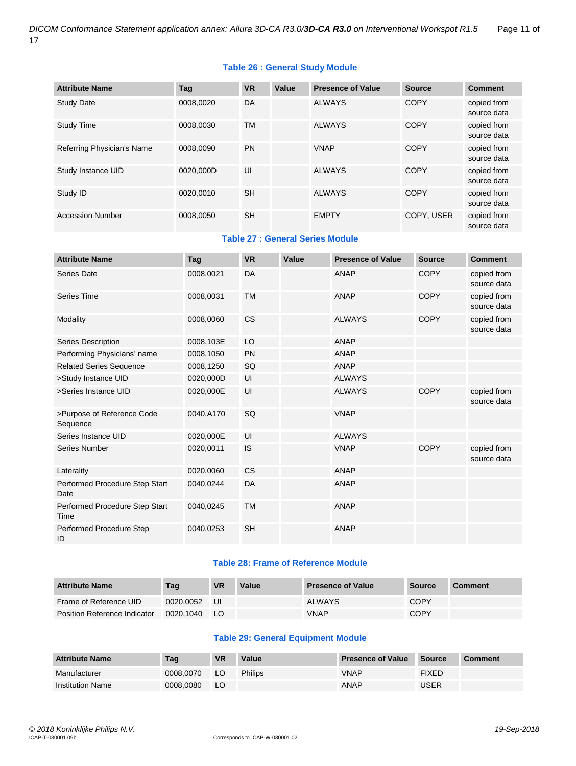### Table 26 : General Study Module

| Attribute Name | Tag | VR | Value | Presence of Value | Source | Comment |
|---|---|---|---|---|---|---|
| Study Date | 0008,0020 | DA | | ALWAYS | COPY | copied from source data |
| Study Time | 0008,0030 | TM | | ALWAYS | COPY | copied from source data |
| Referring Physician's Name | 0008,0090 | PN | | VNAP | COPY | copied from source data |
| Study Instance UID | 0020,000D | UI | | ALWAYS | COPY | copied from source data |
| Study ID | 0020,0010 | SH | | ALWAYS | COPY | copied from source data |
| Accession Number | 0008,0050 | SH | | EMPTY | COPY, USER | copied from source data |

### Table 27 : General Series Module

| Attribute Name | Tag | VR | Value | Presence of Value | Source | Comment |
|---|---|---|---|---|---|---|
| Series Date | 0008,0021 | DA | | ANAP | COPY | copied from source data |
| Series Time | 0008,0031 | TM | | ANAP | COPY | copied from source data |
| Modality | 0008,0060 | CS | | ALWAYS | COPY | copied from source data |
| Series Description | 0008,103E | LO | | ANAP | | |
| Performing Physicians' name | 0008,1050 | PN | | ANAP | | |
| Related Series Sequence | 0008,1250 | SQ | | ANAP | | |
| >Study Instance UID | 0020,000D | UI | | ALWAYS | | |
| >Series Instance UID | 0020,000E | UI | | ALWAYS | COPY | copied from source data |
| >Purpose of Reference Code Sequence | 0040,A170 | SQ | | VNAP | | |
| Series Instance UID | 0020,000E | UI | | ALWAYS | | |
| Series Number | 0020,0011 | IS | | VNAP | COPY | copied from source data |
| Laterality | 0020,0060 | CS | | ANAP | | |
| Performed Procedure Step Start Date | 0040,0244 | DA | | ANAP | | |
| Performed Procedure Step Start Time | 0040,0245 | TM | | ANAP | | |
| Performed Procedure Step ID | 0040,0253 | SH | | ANAP | | |

### Table 28: Frame of Reference Module

| Attribute Name | Tag | VR | Value | Presence of Value | Source | Comment |
|---|---|---|---|---|---|---|
| Frame of Reference UID | 0020,0052 | UI | | ALWAYS | COPY | |
| Position Reference Indicator | 0020,1040 | LO | | VNAP | COPY | |

### Table 29: General Equipment Module

| Attribute Name | Tag | VR | Value | Presence of Value | Source | Comment |
|---|---|---|---|---|---|---|
| Manufacturer | 0008,0070 | LO | Philips | VNAP | FIXED | |
| Institution Name | 0008,0080 | LO | | ANAP | USER | |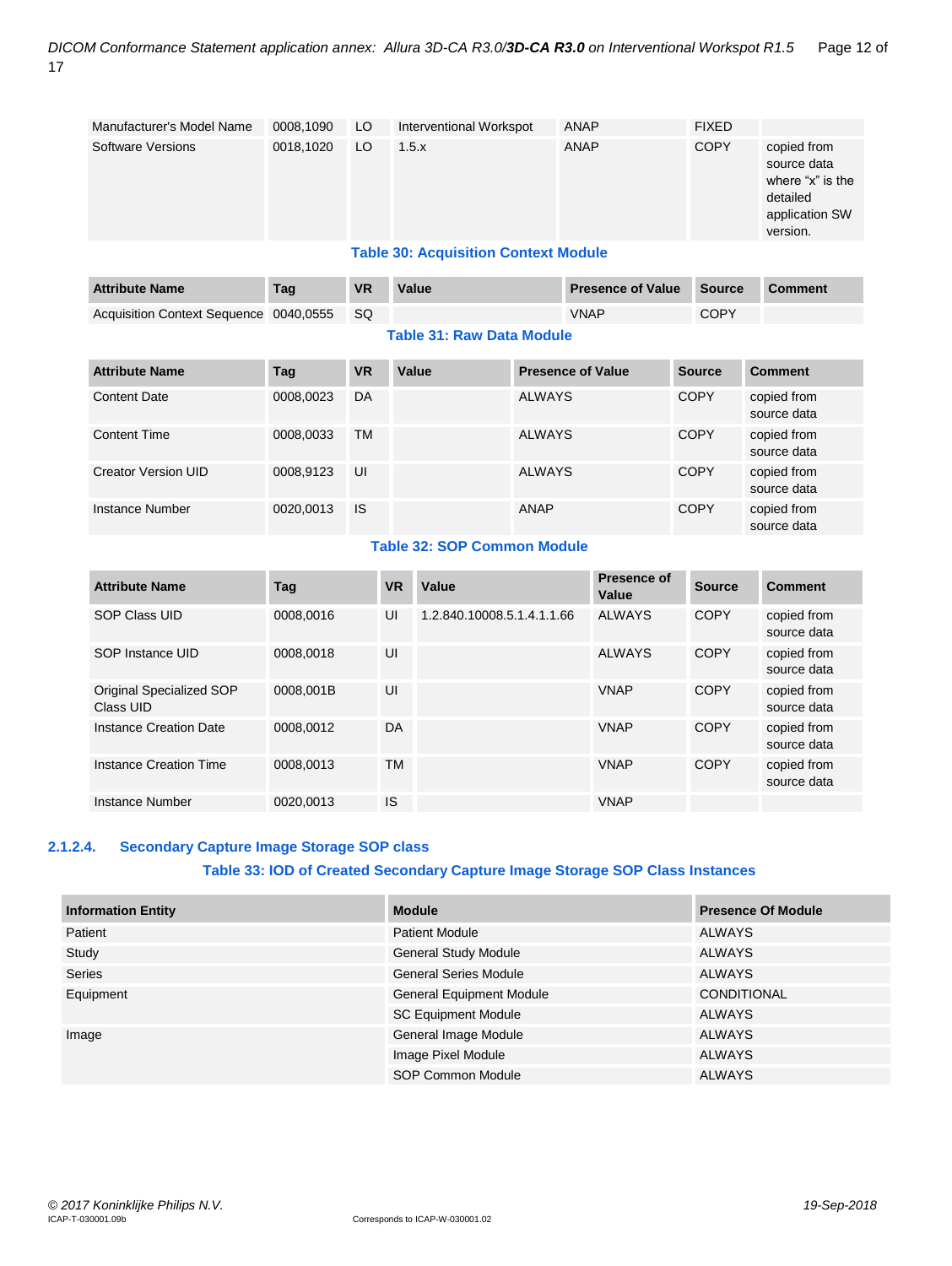| Manufacturer's Model Name | 0008,1090 | LO | Interventional Workspot | ANAP | FIXED | |
|---|---|---|---|---|---|---|
| Software Versions | 0018,1020 | LO | 1.5.x | ANAP | COPY | copied from source data where "x" is the detailed application SW version. |

**Table 30: Acquisition Context Module**

| Attribute Name | Tag | VR | Value | Presence of Value | Source | Comment |
|---|---|---|---|---|---|---|
| Acquisition Context Sequence | 0040,0555 | SQ | | VNAP | COPY | |

**Table 31: Raw Data Module**

| Attribute Name | Tag | VR | Value | Presence of Value | Source | Comment |
|---|---|---|---|---|---|---|
| Content Date | 0008,0023 | DA | | ALWAYS | COPY | copied from source data |
| Content Time | 0008,0033 | TM | | ALWAYS | COPY | copied from source data |
| Creator Version UID | 0008,9123 | UI | | ALWAYS | COPY | copied from source data |
| Instance Number | 0020,0013 | IS | | ANAP | COPY | copied from source data |

**Table 32: SOP Common Module**

| Attribute Name | Tag | VR | Value | Presence of Value | Source | Comment |
|---|---|---|---|---|---|---|
| SOP Class UID | 0008,0016 | UI | 1.2.840.10008.5.1.4.1.1.66 | ALWAYS | COPY | copied from source data |
| SOP Instance UID | 0008,0018 | UI | | ALWAYS | COPY | copied from source data |
| Original Specialized SOP Class UID | 0008,001B | UI | | VNAP | COPY | copied from source data |
| Instance Creation Date | 0008,0012 | DA | | VNAP | COPY | copied from source data |
| Instance Creation Time | 0008,0013 | TM | | VNAP | COPY | copied from source data |
| Instance Number | 0020,0013 | IS | | VNAP | | |

#### 2.1.2.4. Secondary Capture Image Storage SOP class

**Table 33: IOD of Created Secondary Capture Image Storage SOP Class Instances**

| Information Entity | Module | Presence Of Module |
|---|---|---|
| Patient | Patient Module | ALWAYS |
| Study | General Study Module | ALWAYS |
| Series | General Series Module | ALWAYS |
| Equipment | General Equipment Module | CONDITIONAL |
| | SC Equipment Module | ALWAYS |
| Image | General Image Module | ALWAYS |
| | Image Pixel Module | ALWAYS |
| | SOP Common Module | ALWAYS |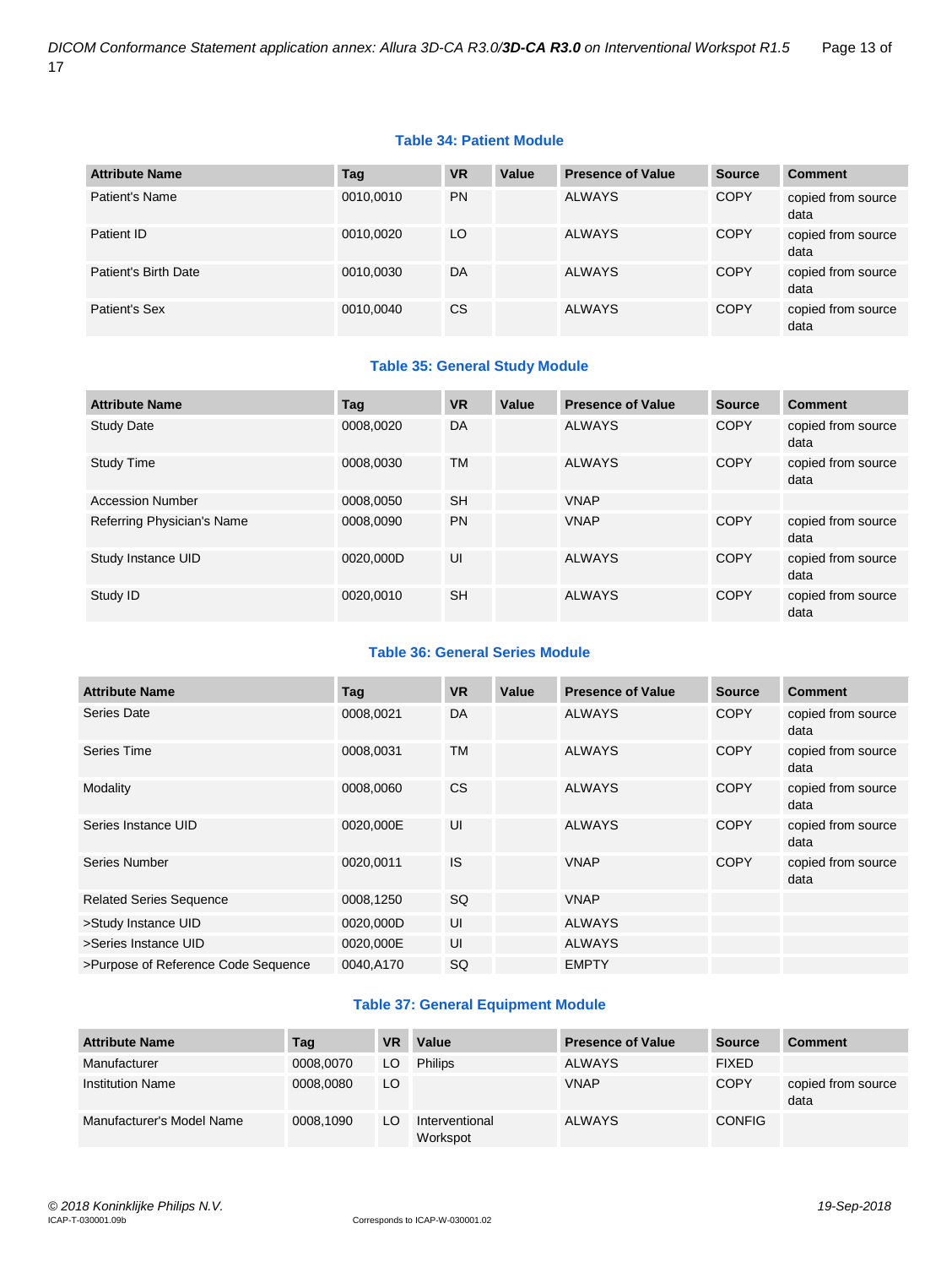**Table 34: Patient Module**

| Attribute Name | Tag | VR | Value | Presence of Value | Source | Comment |
|---|---|---|---|---|---|---|
| Patient's Name | 0010,0010 | PN | | ALWAYS | COPY | copied from source data |
| Patient ID | 0010,0020 | LO | | ALWAYS | COPY | copied from source data |
| Patient's Birth Date | 0010,0030 | DA | | ALWAYS | COPY | copied from source data |
| Patient's Sex | 0010,0040 | CS | | ALWAYS | COPY | copied from source data |

**Table 35: General Study Module**

| Attribute Name | Tag | VR | Value | Presence of Value | Source | Comment |
|---|---|---|---|---|---|---|
| Study Date | 0008,0020 | DA | | ALWAYS | COPY | copied from source data |
| Study Time | 0008,0030 | TM | | ALWAYS | COPY | copied from source data |
| Accession Number | 0008,0050 | SH | | VNAP | | |
| Referring Physician's Name | 0008,0090 | PN | | VNAP | COPY | copied from source data |
| Study Instance UID | 0020,000D | UI | | ALWAYS | COPY | copied from source data |
| Study ID | 0020,0010 | SH | | ALWAYS | COPY | copied from source data |

**Table 36: General Series Module**

| Attribute Name | Tag | VR | Value | Presence of Value | Source | Comment |
|---|---|---|---|---|---|---|
| Series Date | 0008,0021 | DA | | ALWAYS | COPY | copied from source data |
| Series Time | 0008,0031 | TM | | ALWAYS | COPY | copied from source data |
| Modality | 0008,0060 | CS | | ALWAYS | COPY | copied from source data |
| Series Instance UID | 0020,000E | UI | | ALWAYS | COPY | copied from source data |
| Series Number | 0020,0011 | IS | | VNAP | COPY | copied from source data |
| Related Series Sequence | 0008,1250 | SQ | | VNAP | | |
| >Study Instance UID | 0020,000D | UI | | ALWAYS | | |
| >Series Instance UID | 0020,000E | UI | | ALWAYS | | |
| >Purpose of Reference Code Sequence | 0040,A170 | SQ | | EMPTY | | |

**Table 37: General Equipment Module**

| Attribute Name | Tag | VR | Value | Presence of Value | Source | Comment |
|---|---|---|---|---|---|---|
| Manufacturer | 0008,0070 | LO | Philips | ALWAYS | FIXED | |
| Institution Name | 0008,0080 | LO | | VNAP | COPY | copied from source data |
| Manufacturer's Model Name | 0008,1090 | LO | Interventional Workspot | ALWAYS | CONFIG | |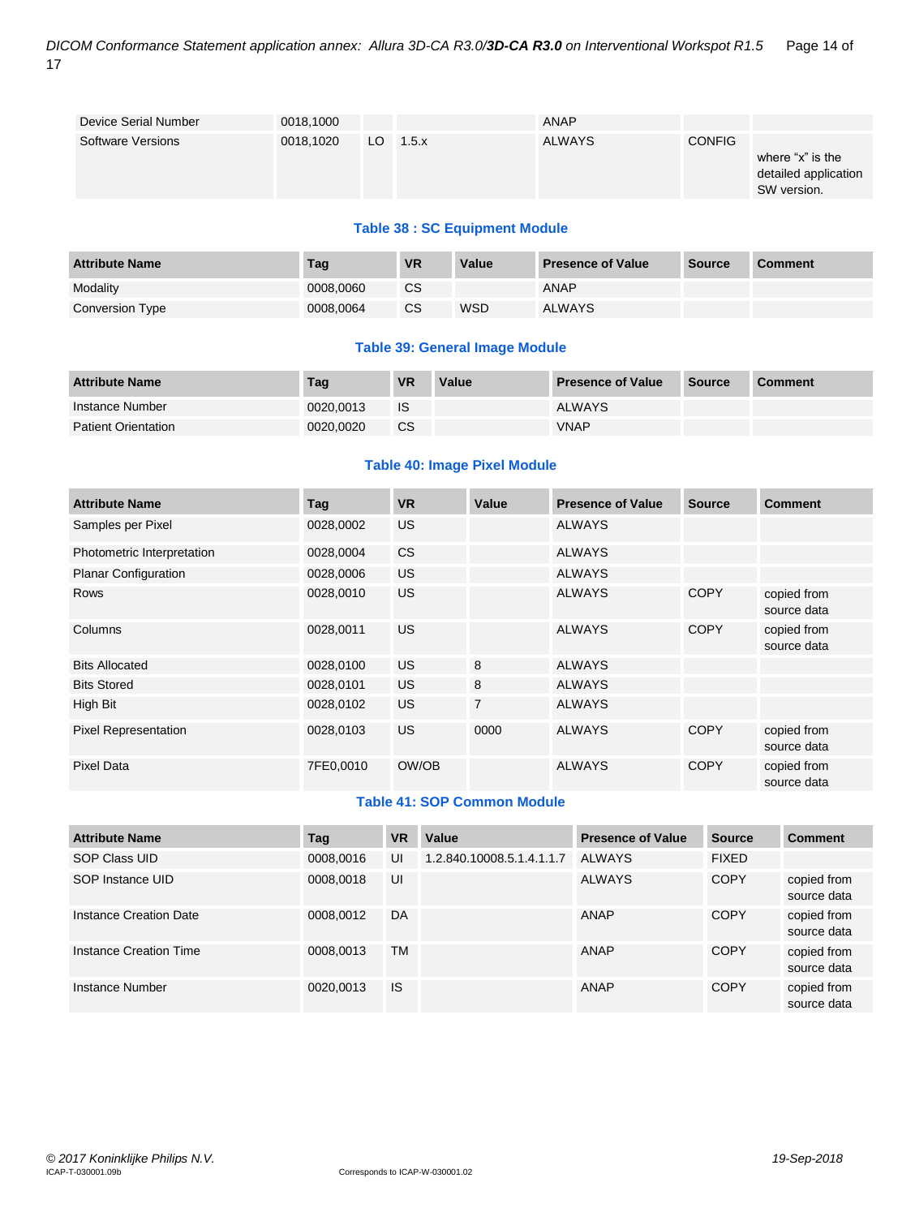| Device Serial Number | 0018,1000 | | | ANAP | | |
|---|---|---|---|---|---|---|
| Software Versions | 0018,1020 | LO | 1.5.x | ALWAYS | CONFIG | where "x" is the detailed application SW version. |

**Table 38 : SC Equipment Module**

| Attribute Name | Tag | VR | Value | Presence of Value | Source | Comment |
|---|---|---|---|---|---|---|
| Modality | 0008,0060 | CS | | ANAP | | |
| Conversion Type | 0008,0064 | CS | WSD | ALWAYS | | |

**Table 39: General Image Module**

| Attribute Name | Tag | VR | Value | Presence of Value | Source | Comment |
|---|---|---|---|---|---|---|
| Instance Number | 0020,0013 | IS | | ALWAYS | | |
| Patient Orientation | 0020,0020 | CS | | VNAP | | |

**Table 40: Image Pixel Module**

| Attribute Name | Tag | VR | Value | Presence of Value | Source | Comment |
|---|---|---|---|---|---|---|
| Samples per Pixel | 0028,0002 | US | | ALWAYS | | |
| Photometric Interpretation | 0028,0004 | CS | | ALWAYS | | |
| Planar Configuration | 0028,0006 | US | | ALWAYS | | |
| Rows | 0028,0010 | US | | ALWAYS | COPY | copied from source data |
| Columns | 0028,0011 | US | | ALWAYS | COPY | copied from source data |
| Bits Allocated | 0028,0100 | US | 8 | ALWAYS | | |
| Bits Stored | 0028,0101 | US | 8 | ALWAYS | | |
| High Bit | 0028,0102 | US | 7 | ALWAYS | | |
| Pixel Representation | 0028,0103 | US | 0000 | ALWAYS | COPY | copied from source data |
| Pixel Data | 7FE0,0010 | OW/OB | | ALWAYS | COPY | copied from source data |

**Table 41: SOP Common Module**

| Attribute Name | Tag | VR | Value | Presence of Value | Source | Comment |
|---|---|---|---|---|---|---|
| SOP Class UID | 0008,0016 | UI | 1.2.840.10008.5.1.4.1.1.7 | ALWAYS | FIXED | |
| SOP Instance UID | 0008,0018 | UI | | ALWAYS | COPY | copied from source data |
| Instance Creation Date | 0008,0012 | DA | | ANAP | COPY | copied from source data |
| Instance Creation Time | 0008,0013 | TM | | ANAP | COPY | copied from source data |
| Instance Number | 0020,0013 | IS | | ANAP | COPY | copied from source data |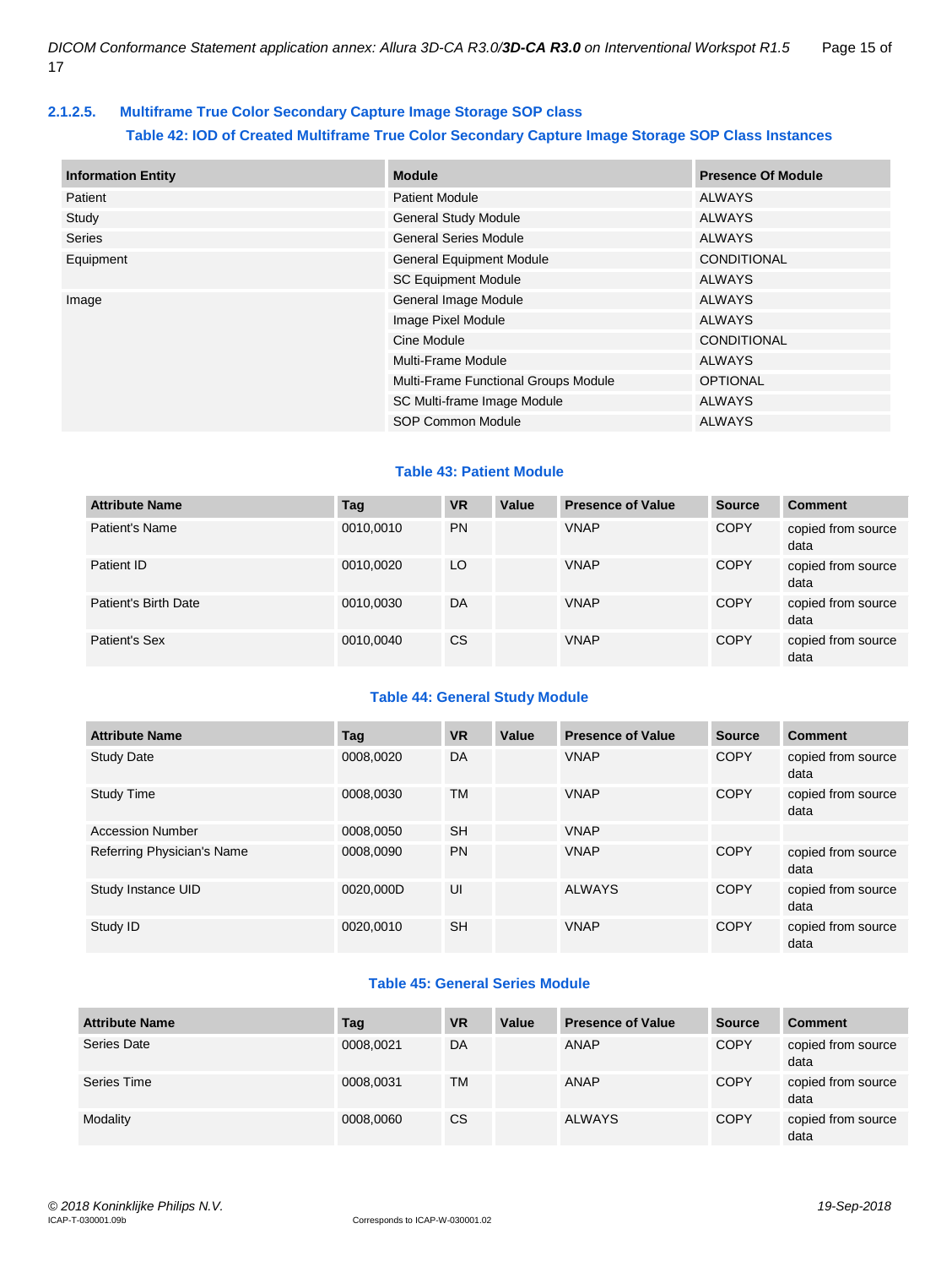### 2.1.2.5. Multiframe True Color Secondary Capture Image Storage SOP class

**Table 42: IOD of Created Multiframe True Color Secondary Capture Image Storage SOP Class Instances**

| Information Entity | Module | Presence Of Module |
|---|---|---|
| Patient | Patient Module | ALWAYS |
| Study | General Study Module | ALWAYS |
| Series | General Series Module | ALWAYS |
| Equipment | General Equipment Module | CONDITIONAL |
| | SC Equipment Module | ALWAYS |
| Image | General Image Module | ALWAYS |
| | Image Pixel Module | ALWAYS |
| | Cine Module | CONDITIONAL |
| | Multi-Frame Module | ALWAYS |
| | Multi-Frame Functional Groups Module | OPTIONAL |
| | SC Multi-frame Image Module | ALWAYS |
| | SOP Common Module | ALWAYS |

**Table 43: Patient Module**

| Attribute Name | Tag | VR | Value | Presence of Value | Source | Comment |
|---|---|---|---|---|---|---|
| Patient's Name | 0010,0010 | PN | | VNAP | COPY | copied from source data |
| Patient ID | 0010,0020 | LO | | VNAP | COPY | copied from source data |
| Patient's Birth Date | 0010,0030 | DA | | VNAP | COPY | copied from source data |
| Patient's Sex | 0010,0040 | CS | | VNAP | COPY | copied from source data |

**Table 44: General Study Module**

| Attribute Name | Tag | VR | Value | Presence of Value | Source | Comment |
|---|---|---|---|---|---|---|
| Study Date | 0008,0020 | DA | | VNAP | COPY | copied from source data |
| Study Time | 0008,0030 | TM | | VNAP | COPY | copied from source data |
| Accession Number | 0008,0050 | SH | | VNAP | | |
| Referring Physician's Name | 0008,0090 | PN | | VNAP | COPY | copied from source data |
| Study Instance UID | 0020,000D | UI | | ALWAYS | COPY | copied from source data |
| Study ID | 0020,0010 | SH | | VNAP | COPY | copied from source data |

**Table 45: General Series Module**

| Attribute Name | Tag | VR | Value | Presence of Value | Source | Comment |
|---|---|---|---|---|---|---|
| Series Date | 0008,0021 | DA | | ANAP | COPY | copied from source data |
| Series Time | 0008,0031 | TM | | ANAP | COPY | copied from source data |
| Modality | 0008,0060 | CS | | ALWAYS | COPY | copied from source data |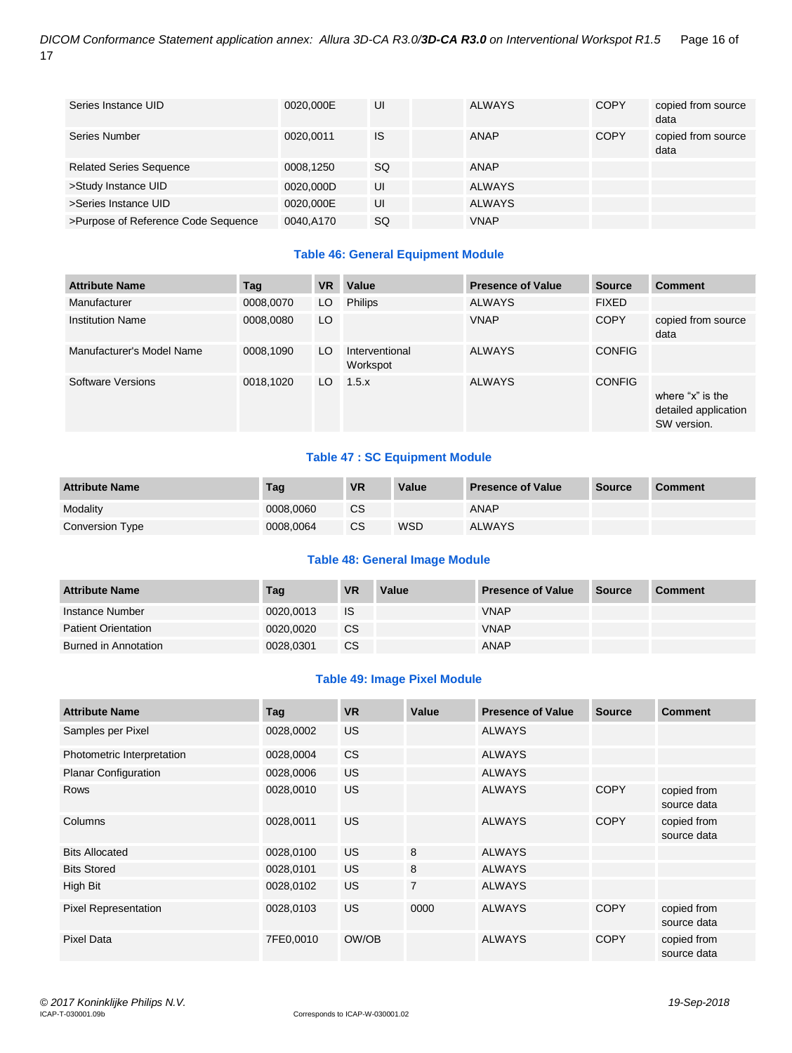| | | | | | | |
|---|---|---|---|---|---|---|
| Series Instance UID | 0020,000E | UI | | ALWAYS | COPY | copied from source data |
| Series Number | 0020,0011 | IS | | ANAP | COPY | copied from source data |
| Related Series Sequence | 0008,1250 | SQ | | ANAP | | |
| >Study Instance UID | 0020,000D | UI | | ALWAYS | | |
| >Series Instance UID | 0020,000E | UI | | ALWAYS | | |
| >Purpose of Reference Code Sequence | 0040,A170 | SQ | | VNAP | | |

**Table 46: General Equipment Module**

| Attribute Name | Tag | VR | Value | Presence of Value | Source | Comment |
|---|---|---|---|---|---|---|
| Manufacturer | 0008,0070 | LO | Philips | ALWAYS | FIXED | |
| Institution Name | 0008,0080 | LO | | VNAP | COPY | copied from source data |
| Manufacturer's Model Name | 0008,1090 | LO | Interventional Workspot | ALWAYS | CONFIG | |
| Software Versions | 0018,1020 | LO | 1.5.x | ALWAYS | CONFIG | where "x" is the detailed application SW version. |

**Table 47 : SC Equipment Module**

| Attribute Name | Tag | VR | Value | Presence of Value | Source | Comment |
|---|---|---|---|---|---|---|
| Modality | 0008,0060 | CS | | ANAP | | |
| Conversion Type | 0008,0064 | CS | WSD | ALWAYS | | |

**Table 48: General Image Module**

| Attribute Name | Tag | VR | Value | Presence of Value | Source | Comment |
|---|---|---|---|---|---|---|
| Instance Number | 0020,0013 | IS | | VNAP | | |
| Patient Orientation | 0020,0020 | CS | | VNAP | | |
| Burned in Annotation | 0028,0301 | CS | | ANAP | | |

**Table 49: Image Pixel Module**

| Attribute Name | Tag | VR | Value | Presence of Value | Source | Comment |
|---|---|---|---|---|---|---|
| Samples per Pixel | 0028,0002 | US | | ALWAYS | | |
| Photometric Interpretation | 0028,0004 | CS | | ALWAYS | | |
| Planar Configuration | 0028,0006 | US | | ALWAYS | | |
| Rows | 0028,0010 | US | | ALWAYS | COPY | copied from source data |
| Columns | 0028,0011 | US | | ALWAYS | COPY | copied from source data |
| Bits Allocated | 0028,0100 | US | 8 | ALWAYS | | |
| Bits Stored | 0028,0101 | US | 8 | ALWAYS | | |
| High Bit | 0028,0102 | US | 7 | ALWAYS | | |
| Pixel Representation | 0028,0103 | US | 0000 | ALWAYS | COPY | copied from source data |
| Pixel Data | 7FE0,0010 | OW/OB | | ALWAYS | COPY | copied from source data |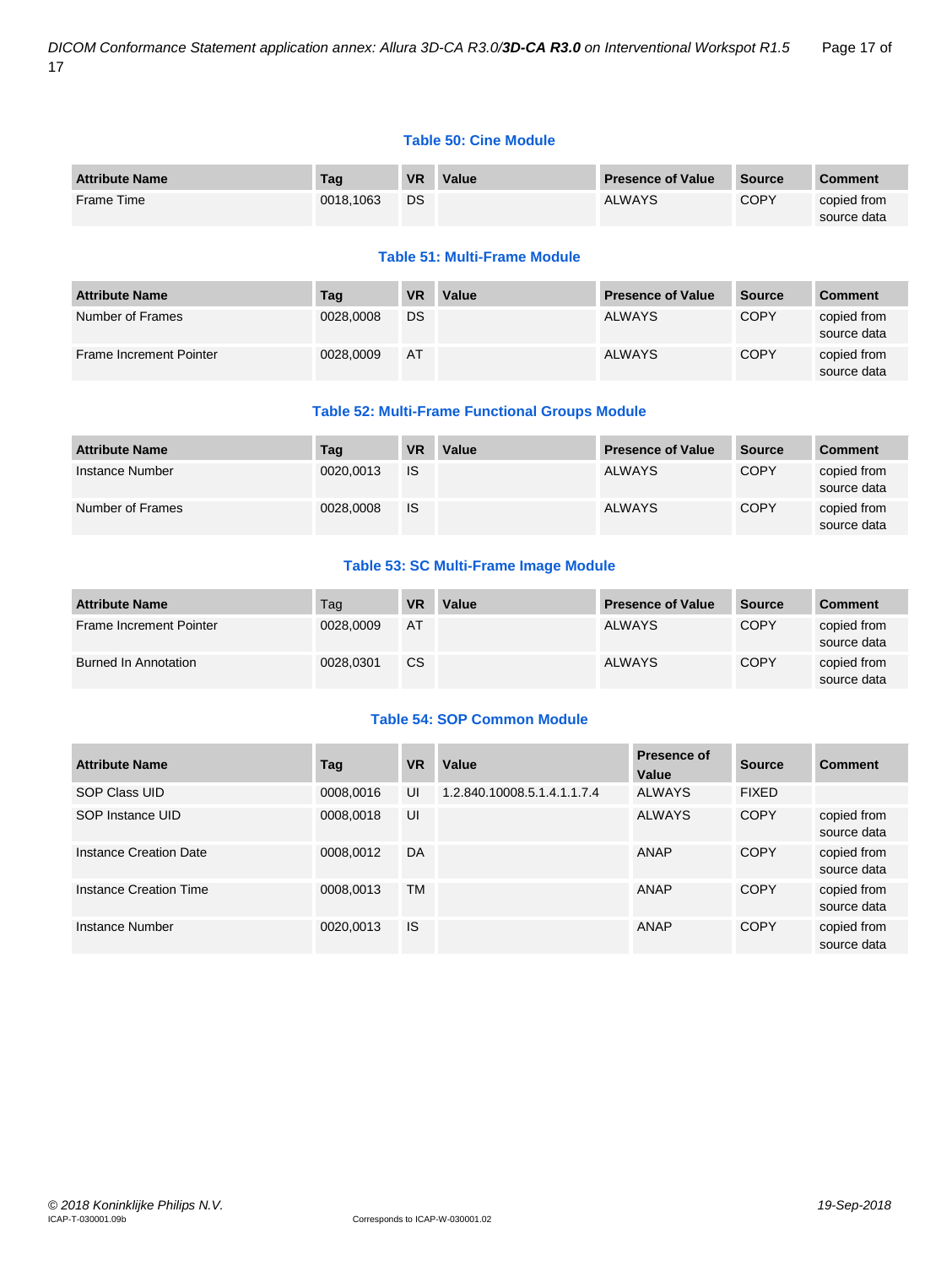**Table 50: Cine Module**

| Attribute Name | Tag | VR | Value | Presence of Value | Source | Comment |
|---|---|---|---|---|---|---|
| Frame Time | 0018,1063 | DS | | ALWAYS | COPY | copied from source data |

**Table 51: Multi-Frame Module**

| Attribute Name | Tag | VR | Value | Presence of Value | Source | Comment |
|---|---|---|---|---|---|---|
| Number of Frames | 0028,0008 | DS | | ALWAYS | COPY | copied from source data |
| Frame Increment Pointer | 0028,0009 | AT | | ALWAYS | COPY | copied from source data |

**Table 52: Multi-Frame Functional Groups Module**

| Attribute Name | Tag | VR | Value | Presence of Value | Source | Comment |
|---|---|---|---|---|---|---|
| Instance Number | 0020,0013 | IS | | ALWAYS | COPY | copied from source data |
| Number of Frames | 0028,0008 | IS | | ALWAYS | COPY | copied from source data |

**Table 53: SC Multi-Frame Image Module**

| Attribute Name | Tag | VR | Value | Presence of Value | Source | Comment |
|---|---|---|---|---|---|---|
| Frame Increment Pointer | 0028,0009 | AT | | ALWAYS | COPY | copied from source data |
| Burned In Annotation | 0028,0301 | CS | | ALWAYS | COPY | copied from source data |

**Table 54: SOP Common Module**

| Attribute Name | Tag | VR | Value | Presence of Value | Source | Comment |
|---|---|---|---|---|---|---|
| SOP Class UID | 0008,0016 | UI | 1.2.840.10008.5.1.4.1.1.7.4 | ALWAYS | FIXED | |
| SOP Instance UID | 0008,0018 | UI | | ALWAYS | COPY | copied from source data |
| Instance Creation Date | 0008,0012 | DA | | ANAP | COPY | copied from source data |
| Instance Creation Time | 0008,0013 | TM | | ANAP | COPY | copied from source data |
| Instance Number | 0020,0013 | IS | | ANAP | COPY | copied from source data |